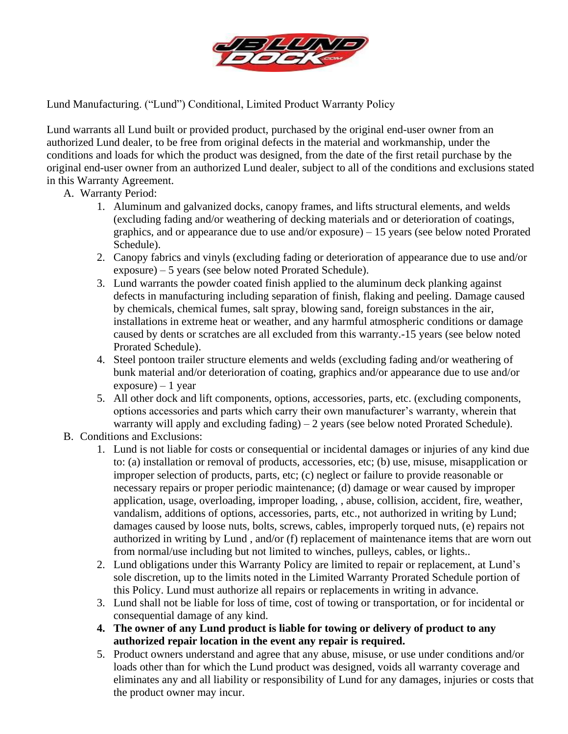Lund Manufacturing. ("Lund") Conditional, Limited Product Warranty Policy

Lund warrants all Lund built or provided product, purchased by the original end-user owner from an authorized Lund dealer, to be free from original defects in the material and workmanship, under the conditions and loads for which the product was designed, from the date of the first retail purchase by the original end-user owner from an authorized Lund dealer, subject to all of the conditions and exclusions stated in this Warranty Agreement.

A. Warranty Period:
   1. Aluminum and galvanized docks, canopy frames, and lifts structural elements, and welds (excluding fading and/or weathering of decking materials and or deterioration of coatings, graphics, and or appearance due to use and/or exposure) – 15 years (see below noted Prorated Schedule).
   2. Canopy fabrics and vinyls (excluding fading or deterioration of appearance due to use and/or exposure) – 5 years (see below noted Prorated Schedule).
   3. Lund warrants the powder coated finish applied to the aluminum deck planking against defects in manufacturing including separation of finish, flaking and peeling. Damage caused by chemicals, chemical fumes, salt spray, blowing sand, foreign substances in the air, installations in extreme heat or weather, and any harmful atmospheric conditions or damage caused by dents or scratches are all excluded from this warranty.-15 years (see below noted Prorated Schedule).
   4. Steel pontoon trailer structure elements and welds (excluding fading and/or weathering of bunk material and/or deterioration of coating, graphics and/or appearance due to use and/or exposure) – 1 year
   5. All other dock and lift components, options, accessories, parts, etc. (excluding components, options accessories and parts which carry their own manufacturer's warranty, wherein that warranty will apply and excluding fading) – 2 years (see below noted Prorated Schedule).

B. Conditions and Exclusions:
   1. Lund is not liable for costs or consequential or incidental damages or injuries of any kind due to: (a) installation or removal of products, accessories, etc; (b) use, misuse, misapplication or improper selection of products, parts, etc; (c) neglect or failure to provide reasonable or necessary repairs or proper periodic maintenance; (d) damage or wear caused by improper application, usage, overloading, improper loading, , abuse, collision, accident, fire, weather, vandalism, additions of options, accessories, parts, etc., not authorized in writing by Lund; damages caused by loose nuts, bolts, screws, cables, improperly torqued nuts, (e) repairs not authorized in writing by Lund , and/or (f) replacement of maintenance items that are worn out from normal/use including but not limited to winches, pulleys, cables, or lights..
   2. Lund obligations under this Warranty Policy are limited to repair or replacement, at Lund's sole discretion, up to the limits noted in the Limited Warranty Prorated Schedule portion of this Policy. Lund must authorize all repairs or replacements in writing in advance.
   3. Lund shall not be liable for loss of time, cost of towing or transportation, or for incidental or consequential damage of any kind.
   4. **The owner of any Lund product is liable for towing or delivery of product to any authorized repair location in the event any repair is required.**
   5. Product owners understand and agree that any abuse, misuse, or use under conditions and/or loads other than for which the Lund product was designed, voids all warranty coverage and eliminates any and all liability or responsibility of Lund for any damages, injuries or costs that the product owner may incur.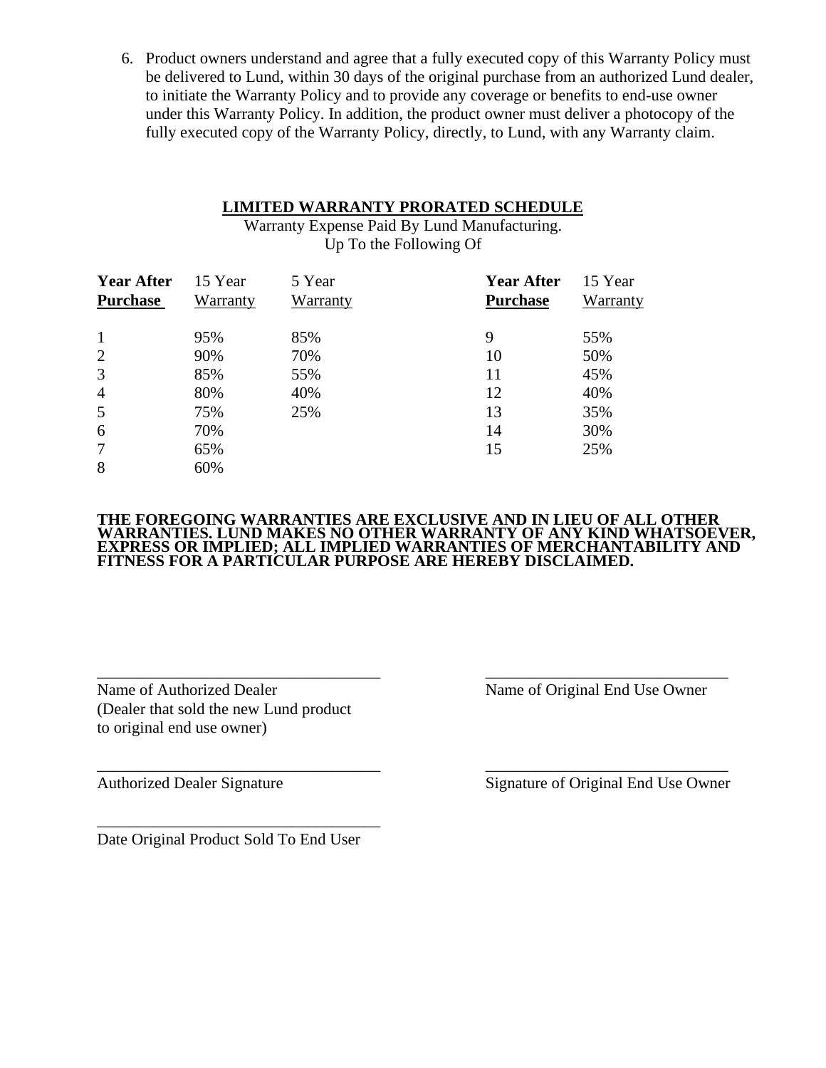6. Product owners understand and agree that a fully executed copy of this Warranty Policy must be delivered to Lund, within 30 days of the original purchase from an authorized Lund dealer, to initiate the Warranty Policy and to provide any coverage or benefits to end-use owner under this Warranty Policy. In addition, the product owner must deliver a photocopy of the fully executed copy of the Warranty Policy, directly, to Lund, with any Warranty claim.

**LIMITED WARRANTY PRORATED SCHEDULE**

Warranty Expense Paid By Lund Manufacturing.
Up To the Following Of

| Year After Purchase | 15 Year Warranty | 5 Year Warranty | Year After Purchase | 15 Year Warranty |
|---|---|---|---|---|
| 1 | 95% | 85% | 9 | 55% |
| 2 | 90% | 70% | 10 | 50% |
| 3 | 85% | 55% | 11 | 45% |
| 4 | 80% | 40% | 12 | 40% |
| 5 | 75% | 25% | 13 | 35% |
| 6 | 70% | | 14 | 30% |
| 7 | 65% | | 15 | 25% |
| 8 | 60% | | | |

**THE FOREGOING WARRANTIES ARE EXCLUSIVE AND IN LIEU OF ALL OTHER WARRANTIES. LUND MAKES NO OTHER WARRANTY OF ANY KIND WHATSOEVER, EXPRESS OR IMPLIED; ALL IMPLIED WARRANTIES OF MERCHANTABILITY AND FITNESS FOR A PARTICULAR PURPOSE ARE HEREBY DISCLAIMED.**

___________________________________
Name of Authorized Dealer
(Dealer that sold the new Lund product to original end use owner)

___________________________________
Name of Original End Use Owner

___________________________________
Authorized Dealer Signature

___________________________________
Signature of Original End Use Owner

___________________________________
Date Original Product Sold To End User